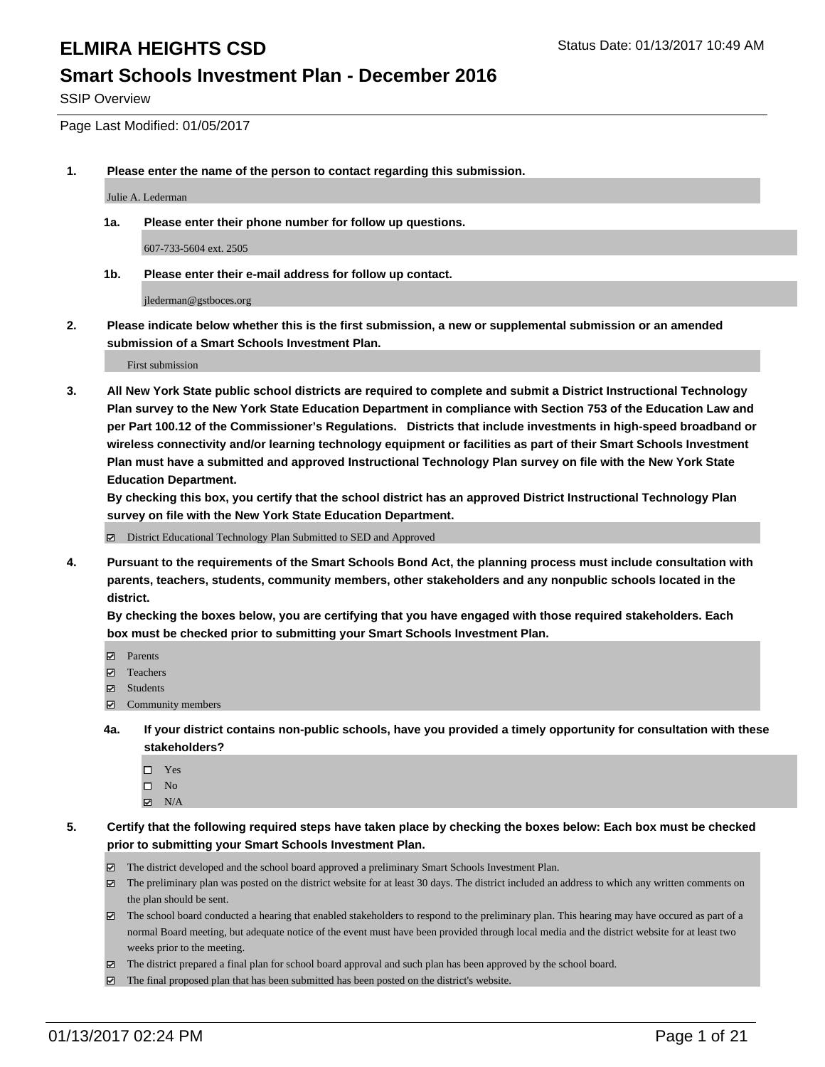# ELMIRA HEIGHTS CSD

Status Date: 01/13/2017 10:49 AM

## Smart Schools Investment Plan - December 2016

SSIP Overview

Page Last Modified: 01/05/2017

**1. Please enter the name of the person to contact regarding this submission.**

Julie A. Lederman

**1a. Please enter their phone number for follow up questions.**

607-733-5604 ext. 2505

**1b. Please enter their e-mail address for follow up contact.**

jlederman@gstboces.org

**2. Please indicate below whether this is the first submission, a new or supplemental submission or an amended submission of a Smart Schools Investment Plan.**

First submission

**3. All New York State public school districts are required to complete and submit a District Instructional Technology Plan survey to the New York State Education Department in compliance with Section 753 of the Education Law and per Part 100.12 of the Commissioner's Regulations. Districts that include investments in high-speed broadband or wireless connectivity and/or learning technology equipment or facilities as part of their Smart Schools Investment Plan must have a submitted and approved Instructional Technology Plan survey on file with the New York State Education Department.**

**By checking this box, you certify that the school district has an approved District Instructional Technology Plan survey on file with the New York State Education Department.**

☑ District Educational Technology Plan Submitted to SED and Approved

**4. Pursuant to the requirements of the Smart Schools Bond Act, the planning process must include consultation with parents, teachers, students, community members, other stakeholders and any nonpublic schools located in the district.**

**By checking the boxes below, you are certifying that you have engaged with those required stakeholders. Each box must be checked prior to submitting your Smart Schools Investment Plan.**

☑ Parents
☑ Teachers
☑ Students
☑ Community members

**4a. If your district contains non-public schools, have you provided a timely opportunity for consultation with these stakeholders?**

☐ Yes
☐ No
☑ N/A

**5. Certify that the following required steps have taken place by checking the boxes below: Each box must be checked prior to submitting your Smart Schools Investment Plan.**

☑ The district developed and the school board approved a preliminary Smart Schools Investment Plan.
☑ The preliminary plan was posted on the district website for at least 30 days. The district included an address to which any written comments on the plan should be sent.
☑ The school board conducted a hearing that enabled stakeholders to respond to the preliminary plan. This hearing may have occured as part of a normal Board meeting, but adequate notice of the event must have been provided through local media and the district website for at least two weeks prior to the meeting.
☑ The district prepared a final plan for school board approval and such plan has been approved by the school board.
☑ The final proposed plan that has been submitted has been posted on the district's website.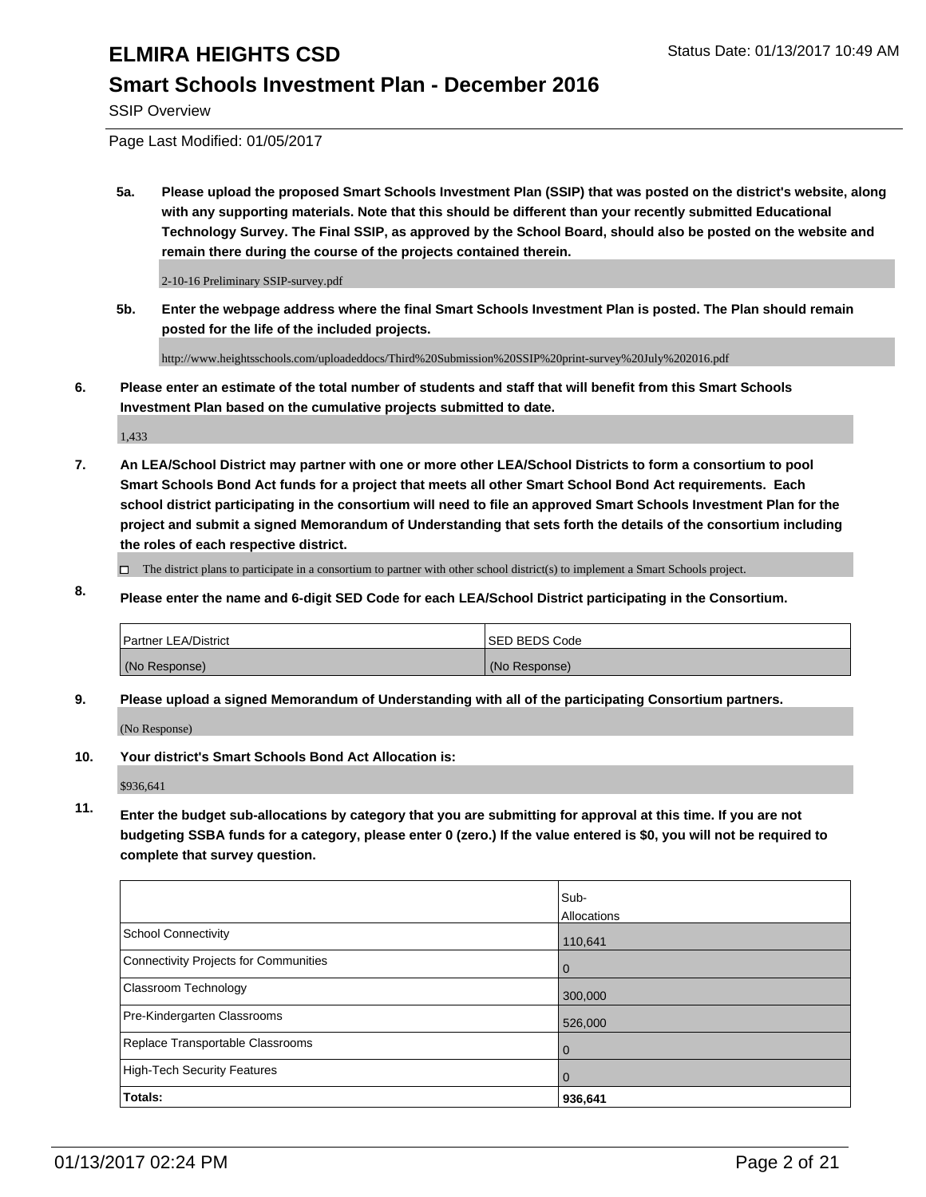# ELMIRA HEIGHTS CSD

Status Date: 01/13/2017 10:49 AM

## Smart Schools Investment Plan - December 2016

SSIP Overview

Page Last Modified: 01/05/2017

**5a. Please upload the proposed Smart Schools Investment Plan (SSIP) that was posted on the district's website, along with any supporting materials. Note that this should be different than your recently submitted Educational Technology Survey. The Final SSIP, as approved by the School Board, should also be posted on the website and remain there during the course of the projects contained therein.**

2-10-16 Preliminary SSIP-survey.pdf

**5b. Enter the webpage address where the final Smart Schools Investment Plan is posted. The Plan should remain posted for the life of the included projects.**

http://www.heightsschools.com/uploadeddocs/Third%20Submission%20SSIP%20print-survey%20July%202016.pdf

**6. Please enter an estimate of the total number of students and staff that will benefit from this Smart Schools Investment Plan based on the cumulative projects submitted to date.**

1,433

**7. An LEA/School District may partner with one or more other LEA/School Districts to form a consortium to pool Smart Schools Bond Act funds for a project that meets all other Smart School Bond Act requirements. Each school district participating in the consortium will need to file an approved Smart Schools Investment Plan for the project and submit a signed Memorandum of Understanding that sets forth the details of the consortium including the roles of each respective district.**

☐ The district plans to participate in a consortium to partner with other school district(s) to implement a Smart Schools project.

**8. Please enter the name and 6-digit SED Code for each LEA/School District participating in the Consortium.**

| Partner LEA/District | SED BEDS Code |
|---|---|
| (No Response) | (No Response) |

**9. Please upload a signed Memorandum of Understanding with all of the participating Consortium partners.**

(No Response)

**10. Your district's Smart Schools Bond Act Allocation is:**

$936,641

**11. Enter the budget sub-allocations by category that you are submitting for approval at this time. If you are not budgeting SSBA funds for a category, please enter 0 (zero.) If the value entered is $0, you will not be required to complete that survey question.**

| | Sub-Allocations |
|---|---|
| School Connectivity | 110,641 |
| Connectivity Projects for Communities | 0 |
| Classroom Technology | 300,000 |
| Pre-Kindergarten Classrooms | 526,000 |
| Replace Transportable Classrooms | 0 |
| High-Tech Security Features | 0 |
| **Totals:** | **936,641** |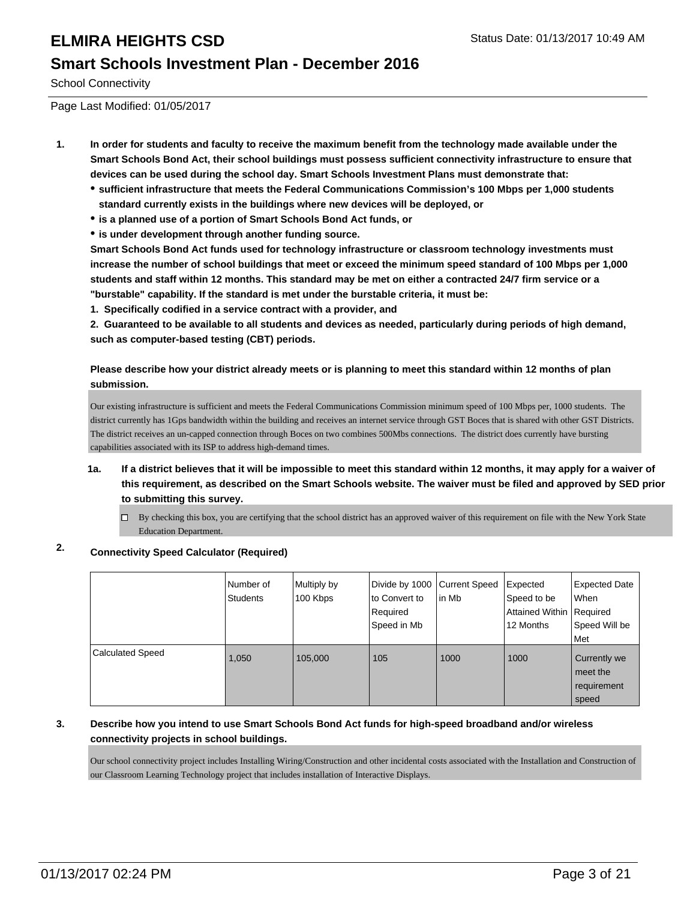# ELMIRA HEIGHTS CSD

Status Date: 01/13/2017 10:49 AM

## Smart Schools Investment Plan - December 2016

School Connectivity

Page Last Modified: 01/05/2017

**1. In order for students and faculty to receive the maximum benefit from the technology made available under the Smart Schools Bond Act, their school buildings must possess sufficient connectivity infrastructure to ensure that devices can be used during the school day. Smart Schools Investment Plans must demonstrate that:**

- **sufficient infrastructure that meets the Federal Communications Commission's 100 Mbps per 1,000 students standard currently exists in the buildings where new devices will be deployed, or**
- **is a planned use of a portion of Smart Schools Bond Act funds, or**
- **is under development through another funding source.**

**Smart Schools Bond Act funds used for technology infrastructure or classroom technology investments must increase the number of school buildings that meet or exceed the minimum speed standard of 100 Mbps per 1,000 students and staff within 12 months. This standard may be met on either a contracted 24/7 firm service or a "burstable" capability. If the standard is met under the burstable criteria, it must be:**

**1. Specifically codified in a service contract with a provider, and**

**2. Guaranteed to be available to all students and devices as needed, particularly during periods of high demand, such as computer-based testing (CBT) periods.**

**Please describe how your district already meets or is planning to meet this standard within 12 months of plan submission.**

Our existing infrastructure is sufficient and meets the Federal Communications Commission minimum speed of 100 Mbps per, 1000 students. The district currently has 1Gps bandwidth within the building and receives an internet service through GST Boces that is shared with other GST Districts. The district receives an un-capped connection through Boces on two combines 500Mbs connections. The district does currently have bursting capabilities associated with its ISP to address high-demand times.

**1a. If a district believes that it will be impossible to meet this standard within 12 months, it may apply for a waiver of this requirement, as described on the Smart Schools website. The waiver must be filed and approved by SED prior to submitting this survey.**

☐ By checking this box, you are certifying that the school district has an approved waiver of this requirement on file with the New York State Education Department.

**2. Connectivity Speed Calculator (Required)**

| | Number of Students | Multiply by 100 Kbps | Divide by 1000 to Convert to Required Speed in Mb | Current Speed in Mb | Expected Speed to be Attained Within 12 Months | Expected Date When Required Speed Will be Met |
|---|---|---|---|---|---|---|
| Calculated Speed | 1,050 | 105,000 | 105 | 1000 | 1000 | Currently we meet the requirement speed |

**3. Describe how you intend to use Smart Schools Bond Act funds for high-speed broadband and/or wireless connectivity projects in school buildings.**

Our school connectivity project includes Installing Wiring/Construction and other incidental costs associated with the Installation and Construction of our Classroom Learning Technology project that includes installation of Interactive Displays.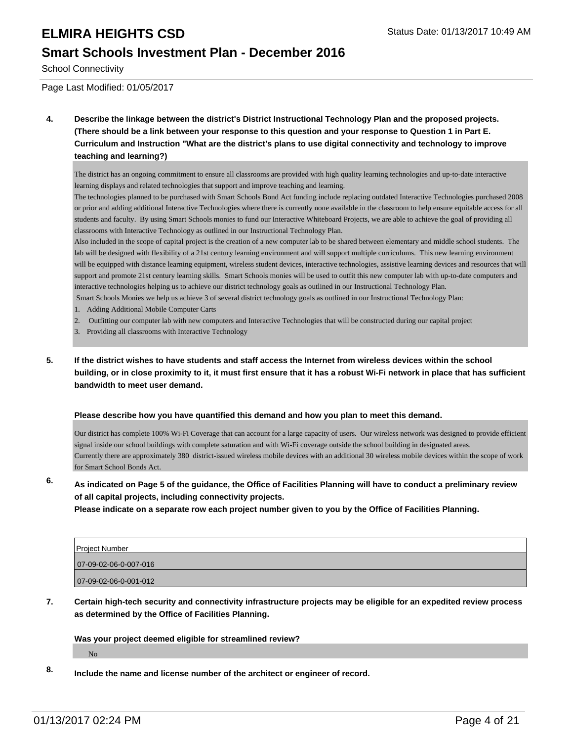School Connectivity

Page Last Modified: 01/05/2017

**4. Describe the linkage between the district's District Instructional Technology Plan and the proposed projects. (There should be a link between your response to this question and your response to Question 1 in Part E. Curriculum and Instruction "What are the district's plans to use digital connectivity and technology to improve teaching and learning?)**

The district has an ongoing commitment to ensure all classrooms are provided with high quality learning technologies and up-to-date interactive learning displays and related technologies that support and improve teaching and learning.
The technologies planned to be purchased with Smart Schools Bond Act funding include replacing outdated Interactive Technologies purchased 2008 or prior and adding additional Interactive Technologies where there is currently none available in the classroom to help ensure equitable access for all students and faculty. By using Smart Schools monies to fund our Interactive Whiteboard Projects, we are able to achieve the goal of providing all classrooms with Interactive Technology as outlined in our Instructional Technology Plan.
Also included in the scope of capital project is the creation of a new computer lab to be shared between elementary and middle school students. The lab will be designed with flexibility of a 21st century learning environment and will support multiple curriculums. This new learning environment will be equipped with distance learning equipment, wireless student devices, interactive technologies, assistive learning devices and resources that will support and promote 21st century learning skills. Smart Schools monies will be used to outfit this new computer lab with up-to-date computers and interactive technologies helping us to achieve our district technology goals as outlined in our Instructional Technology Plan.
Smart Schools Monies we help us achieve 3 of several district technology goals as outlined in our Instructional Technology Plan:

1. Adding Additional Mobile Computer Carts
2. Outfitting our computer lab with new computers and Interactive Technologies that will be constructed during our capital project
3. Providing all classrooms with Interactive Technology

**5. If the district wishes to have students and staff access the Internet from wireless devices within the school building, or in close proximity to it, it must first ensure that it has a robust Wi-Fi network in place that has sufficient bandwidth to meet user demand.**

**Please describe how you have quantified this demand and how you plan to meet this demand.**

Our district has complete 100% Wi-Fi Coverage that can account for a large capacity of users. Our wireless network was designed to provide efficient signal inside our school buildings with complete saturation and with Wi-Fi coverage outside the school building in designated areas.
Currently there are approximately 380 district-issued wireless mobile devices with an additional 30 wireless mobile devices within the scope of work for Smart School Bonds Act.

**6. As indicated on Page 5 of the guidance, the Office of Facilities Planning will have to conduct a preliminary review of all capital projects, including connectivity projects.**
**Please indicate on a separate row each project number given to you by the Office of Facilities Planning.**

| Project Number |
|---|
| 07-09-02-06-0-007-016 |
| 07-09-02-06-0-001-012 |

**7. Certain high-tech security and connectivity infrastructure projects may be eligible for an expedited review process as determined by the Office of Facilities Planning.**

**Was your project deemed eligible for streamlined review?**

No

**8. Include the name and license number of the architect or engineer of record.**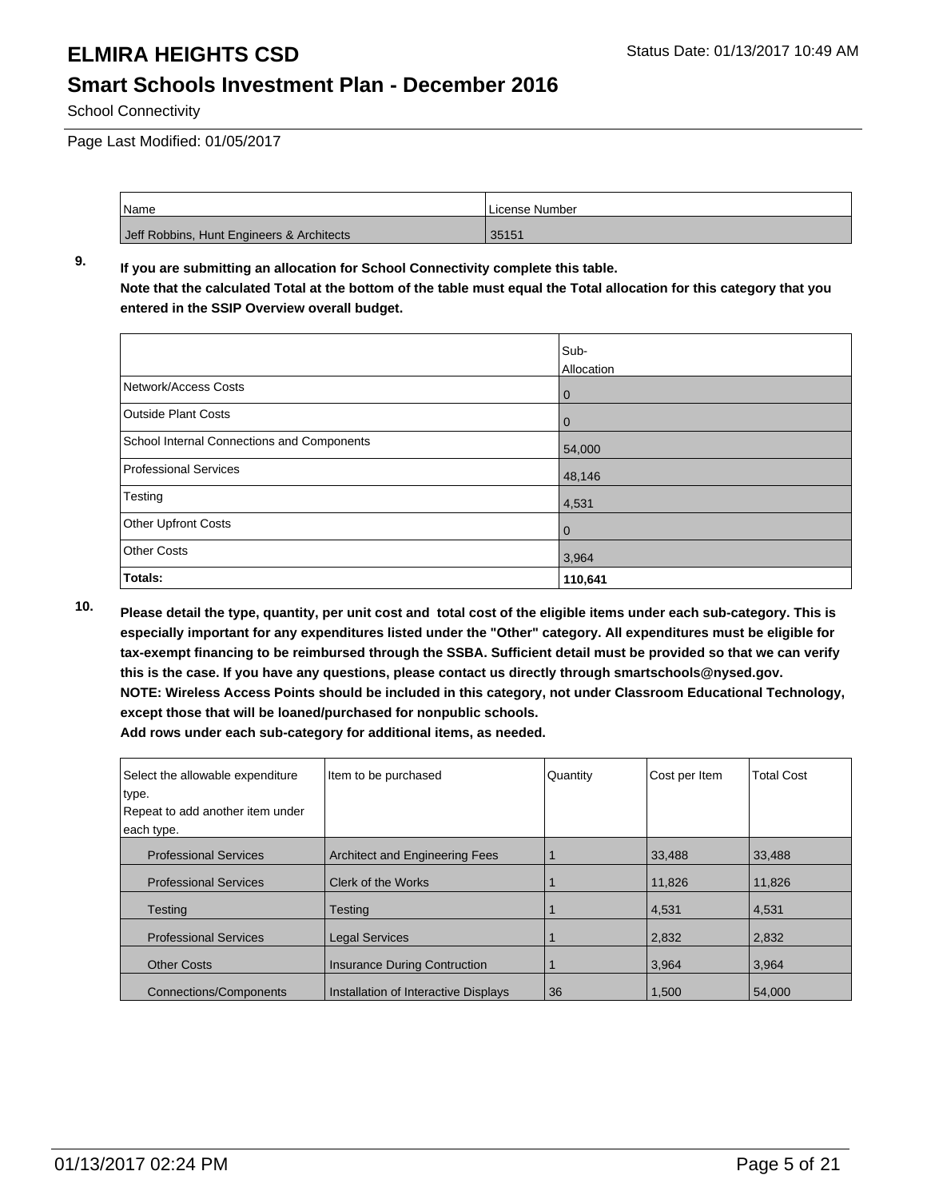School Connectivity

Page Last Modified: 01/05/2017

| Name | License Number |
| --- | --- |
| Jeff Robbins, Hunt Engineers & Architects | 35151 |

**9. If you are submitting an allocation for School Connectivity complete this table.**
**Note that the calculated Total at the bottom of the table must equal the Total allocation for this category that you entered in the SSIP Overview overall budget.**

| | Sub-Allocation |
| --- | --- |
| Network/Access Costs | 0 |
| Outside Plant Costs | 0 |
| School Internal Connections and Components | 54,000 |
| Professional Services | 48,146 |
| Testing | 4,531 |
| Other Upfront Costs | 0 |
| Other Costs | 3,964 |
| **Totals:** | **110,641** |

**10. Please detail the type, quantity, per unit cost and total cost of the eligible items under each sub-category. This is especially important for any expenditures listed under the "Other" category. All expenditures must be eligible for tax-exempt financing to be reimbursed through the SSBA. Sufficient detail must be provided so that we can verify this is the case. If you have any questions, please contact us directly through smartschools@nysed.gov.**
**NOTE: Wireless Access Points should be included in this category, not under Classroom Educational Technology, except those that will be loaned/purchased for nonpublic schools.**
**Add rows under each sub-category for additional items, as needed.**

| Select the allowable expenditure type. Repeat to add another item under each type. | Item to be purchased | Quantity | Cost per Item | Total Cost |
| --- | --- | --- | --- | --- |
| Professional Services | Architect and Engineering Fees | 1 | 33,488 | 33,488 |
| Professional Services | Clerk of the Works | 1 | 11,826 | 11,826 |
| Testing | Testing | 1 | 4,531 | 4,531 |
| Professional Services | Legal Services | 1 | 2,832 | 2,832 |
| Other Costs | Insurance During Contruction | 1 | 3,964 | 3,964 |
| Connections/Components | Installation of Interactive Displays | 36 | 1,500 | 54,000 |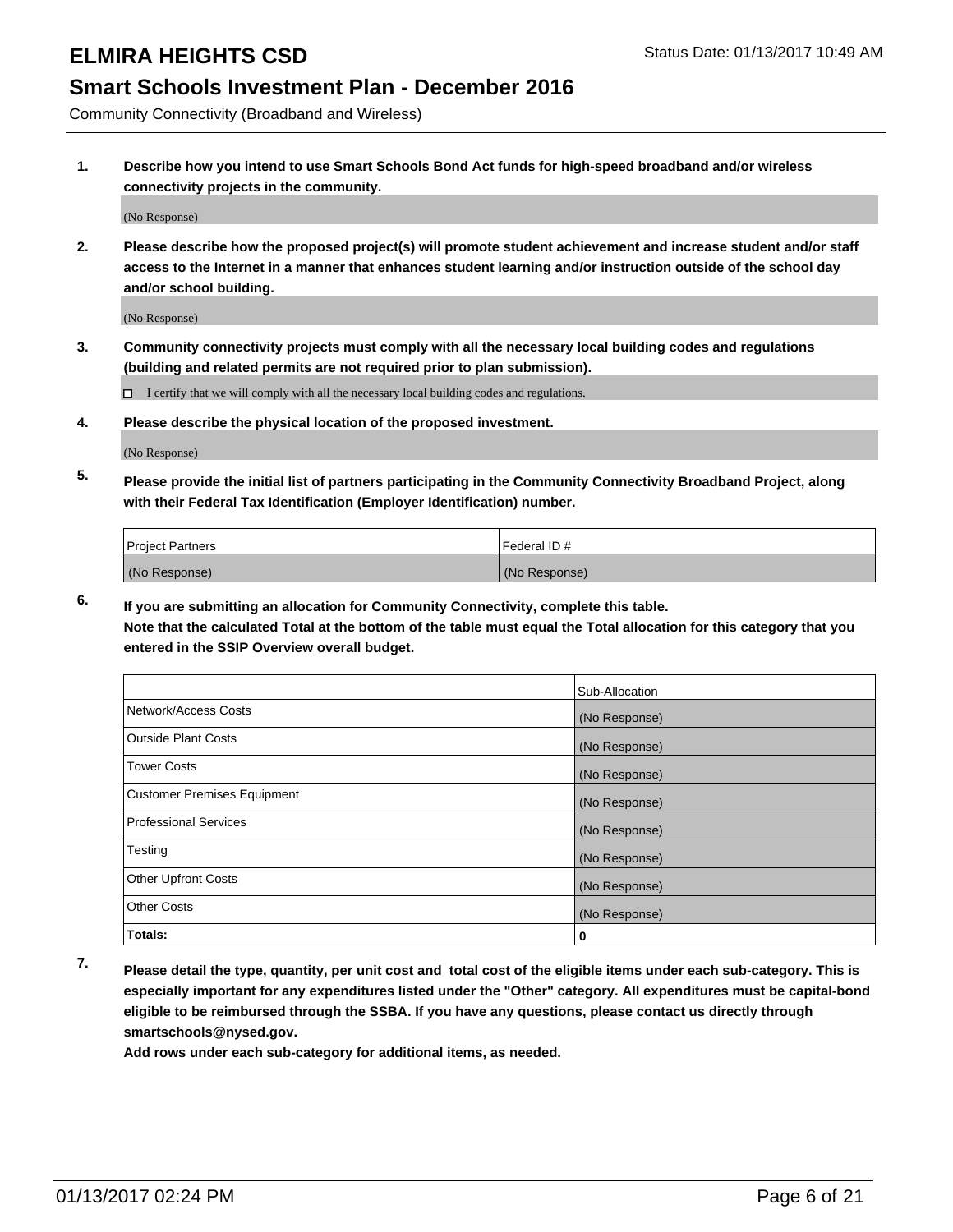# ELMIRA HEIGHTS CSD

Status Date: 01/13/2017 10:49 AM

## Smart Schools Investment Plan - December 2016

Community Connectivity (Broadband and Wireless)

**1. Describe how you intend to use Smart Schools Bond Act funds for high-speed broadband and/or wireless connectivity projects in the community.**

(No Response)

**2. Please describe how the proposed project(s) will promote student achievement and increase student and/or staff access to the Internet in a manner that enhances student learning and/or instruction outside of the school day and/or school building.**

(No Response)

**3. Community connectivity projects must comply with all the necessary local building codes and regulations (building and related permits are not required prior to plan submission).**

☐ I certify that we will comply with all the necessary local building codes and regulations.

**4. Please describe the physical location of the proposed investment.**

(No Response)

**5. Please provide the initial list of partners participating in the Community Connectivity Broadband Project, along with their Federal Tax Identification (Employer Identification) number.**

| Project Partners | Federal ID # |
|---|---|
| (No Response) | (No Response) |

**6. If you are submitting an allocation for Community Connectivity, complete this table. Note that the calculated Total at the bottom of the table must equal the Total allocation for this category that you entered in the SSIP Overview overall budget.**

| | Sub-Allocation |
|---|---|
| Network/Access Costs | (No Response) |
| Outside Plant Costs | (No Response) |
| Tower Costs | (No Response) |
| Customer Premises Equipment | (No Response) |
| Professional Services | (No Response) |
| Testing | (No Response) |
| Other Upfront Costs | (No Response) |
| Other Costs | (No Response) |
| **Totals:** | **0** |

**7. Please detail the type, quantity, per unit cost and total cost of the eligible items under each sub-category. This is especially important for any expenditures listed under the "Other" category. All expenditures must be capital-bond eligible to be reimbursed through the SSBA. If you have any questions, please contact us directly through smartschools@nysed.gov. Add rows under each sub-category for additional items, as needed.**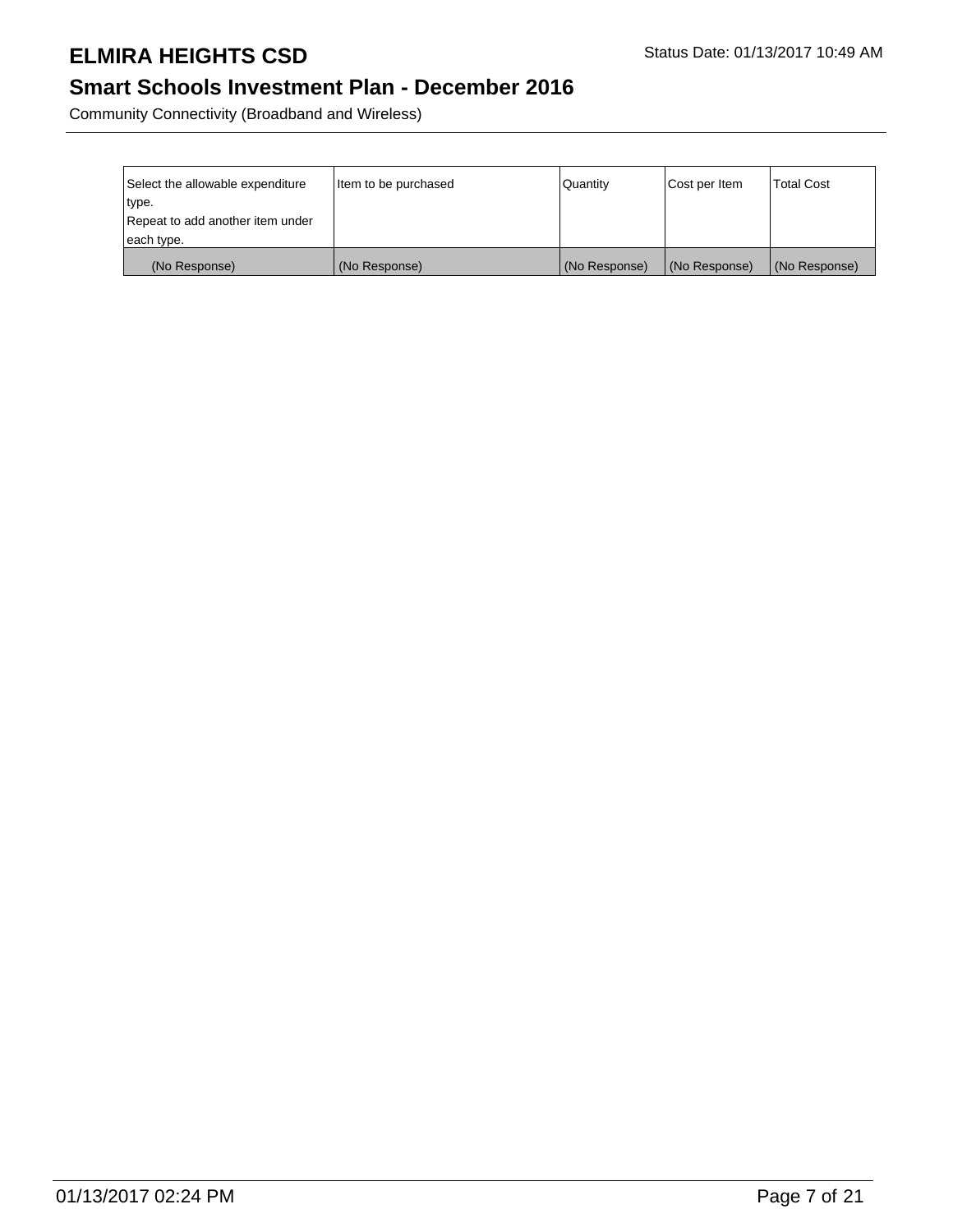| Select the allowable expenditure type. Repeat to add another item under each type. | Item to be purchased | Quantity | Cost per Item | Total Cost |
|---|---|---|---|---|
| (No Response) | (No Response) | (No Response) | (No Response) | (No Response) |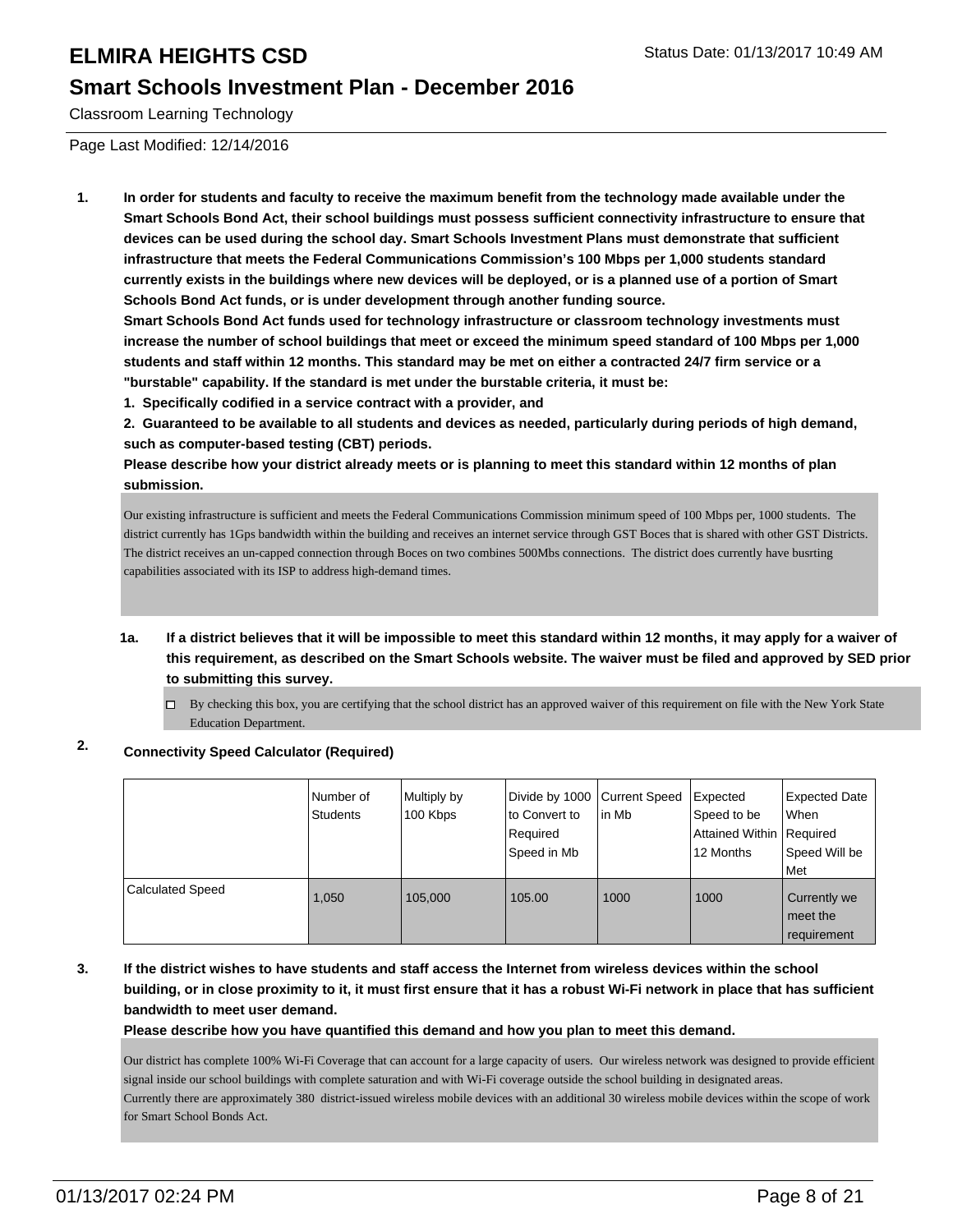# ELMIRA HEIGHTS CSD

Status Date: 01/13/2017 10:49 AM

## Smart Schools Investment Plan - December 2016

Classroom Learning Technology

Page Last Modified: 12/14/2016

**1. In order for students and faculty to receive the maximum benefit from the technology made available under the Smart Schools Bond Act, their school buildings must possess sufficient connectivity infrastructure to ensure that devices can be used during the school day. Smart Schools Investment Plans must demonstrate that sufficient infrastructure that meets the Federal Communications Commission's 100 Mbps per 1,000 students standard currently exists in the buildings where new devices will be deployed, or is a planned use of a portion of Smart Schools Bond Act funds, or is under development through another funding source.**

**Smart Schools Bond Act funds used for technology infrastructure or classroom technology investments must increase the number of school buildings that meet or exceed the minimum speed standard of 100 Mbps per 1,000 students and staff within 12 months. This standard may be met on either a contracted 24/7 firm service or a "burstable" capability. If the standard is met under the burstable criteria, it must be:**

**1. Specifically codified in a service contract with a provider, and**

**2. Guaranteed to be available to all students and devices as needed, particularly during periods of high demand, such as computer-based testing (CBT) periods.**

**Please describe how your district already meets or is planning to meet this standard within 12 months of plan submission.**

Our existing infrastructure is sufficient and meets the Federal Communications Commission minimum speed of 100 Mbps per, 1000 students. The district currently has 1Gps bandwidth within the building and receives an internet service through GST Boces that is shared with other GST Districts. The district receives an un-capped connection through Boces on two combines 500Mbs connections. The district does currently have busrting capabilities associated with its ISP to address high-demand times.

**1a. If a district believes that it will be impossible to meet this standard within 12 months, it may apply for a waiver of this requirement, as described on the Smart Schools website. The waiver must be filed and approved by SED prior to submitting this survey.**

☐ By checking this box, you are certifying that the school district has an approved waiver of this requirement on file with the New York State Education Department.

**2. Connectivity Speed Calculator (Required)**

| | Number of Students | Multiply by 100 Kbps | Divide by 1000 to Convert to Required Speed in Mb | Current Speed in Mb | Expected Speed to be Attained Within 12 Months | Expected Date When Required Speed Will be Met |
|---|---|---|---|---|---|---|
| Calculated Speed | 1,050 | 105,000 | 105.00 | 1000 | 1000 | Currently we meet the requirement |

**3. If the district wishes to have students and staff access the Internet from wireless devices within the school building, or in close proximity to it, it must first ensure that it has a robust Wi-Fi network in place that has sufficient bandwidth to meet user demand.**

**Please describe how you have quantified this demand and how you plan to meet this demand.**

Our district has complete 100% Wi-Fi Coverage that can account for a large capacity of users. Our wireless network was designed to provide efficient signal inside our school buildings with complete saturation and with Wi-Fi coverage outside the school building in designated areas.
Currently there are approximately 380 district-issued wireless mobile devices with an additional 30 wireless mobile devices within the scope of work for Smart School Bonds Act.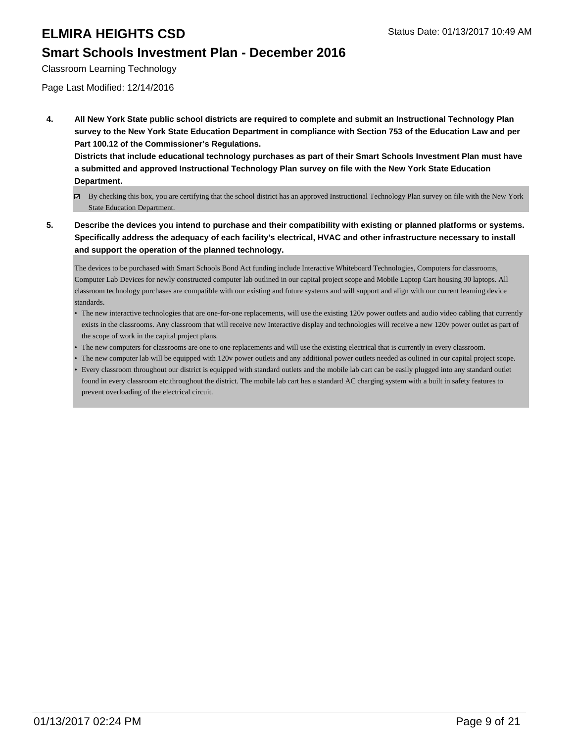**4. All New York State public school districts are required to complete and submit an Instructional Technology Plan survey to the New York State Education Department in compliance with Section 753 of the Education Law and per Part 100.12 of the Commissioner's Regulations.**

**Districts that include educational technology purchases as part of their Smart Schools Investment Plan must have a submitted and approved Instructional Technology Plan survey on file with the New York State Education Department.**

☑ By checking this box, you are certifying that the school district has an approved Instructional Technology Plan survey on file with the New York State Education Department.

**5. Describe the devices you intend to purchase and their compatibility with existing or planned platforms or systems. Specifically address the adequacy of each facility's electrical, HVAC and other infrastructure necessary to install and support the operation of the planned technology.**

The devices to be purchased with Smart Schools Bond Act funding include Interactive Whiteboard Technologies, Computers for classrooms, Computer Lab Devices for newly constructed computer lab outlined in our capital project scope and Mobile Laptop Cart housing 30 laptops. All classroom technology purchases are compatible with our existing and future systems and will support and align with our current learning device standards.

- The new interactive technologies that are one-for-one replacements, will use the existing 120v power outlets and audio video cabling that currently exists in the classrooms. Any classroom that will receive new Interactive display and technologies will receive a new 120v power outlet as part of the scope of work in the capital project plans.
- The new computers for classrooms are one to one replacements and will use the existing electrical that is currently in every classroom.
- The new computer lab will be equipped with 120v power outlets and any additional power outlets needed as oulined in our capital project scope.
- Every classroom throughout our district is equipped with standard outlets and the mobile lab cart can be easily plugged into any standard outlet found in every classroom etc.throughout the district. The mobile lab cart has a standard AC charging system with a built in safety features to prevent overloading of the electrical circuit.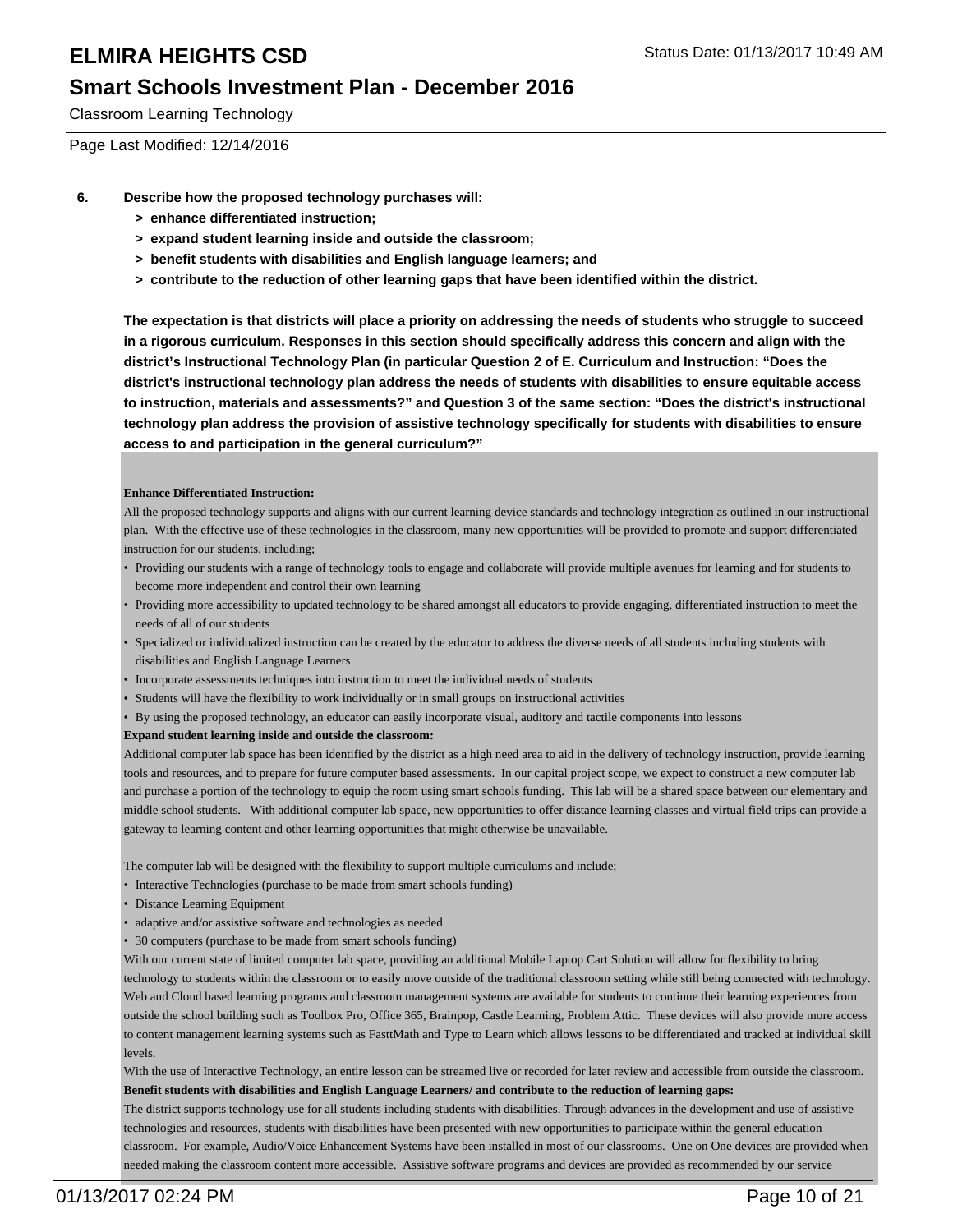**6. Describe how the proposed technology purchases will:**

- **> enhance differentiated instruction;**
- **> expand student learning inside and outside the classroom;**
- **> benefit students with disabilities and English language learners; and**
- **> contribute to the reduction of other learning gaps that have been identified within the district.**

**The expectation is that districts will place a priority on addressing the needs of students who struggle to succeed in a rigorous curriculum. Responses in this section should specifically address this concern and align with the district's Instructional Technology Plan (in particular Question 2 of E. Curriculum and Instruction: "Does the district's instructional technology plan address the needs of students with disabilities to ensure equitable access to instruction, materials and assessments?" and Question 3 of the same section: "Does the district's instructional technology plan address the provision of assistive technology specifically for students with disabilities to ensure access to and participation in the general curriculum?"**

**Enhance Differentiated Instruction:**

All the proposed technology supports and aligns with our current learning device standards and technology integration as outlined in our instructional plan. With the effective use of these technologies in the classroom, many new opportunities will be provided to promote and support differentiated instruction for our students, including;

- Providing our students with a range of technology tools to engage and collaborate will provide multiple avenues for learning and for students to become more independent and control their own learning
- Providing more accessibility to updated technology to be shared amongst all educators to provide engaging, differentiated instruction to meet the needs of all of our students
- Specialized or individualized instruction can be created by the educator to address the diverse needs of all students including students with disabilities and English Language Learners
- Incorporate assessments techniques into instruction to meet the individual needs of students
- Students will have the flexibility to work individually or in small groups on instructional activities
- By using the proposed technology, an educator can easily incorporate visual, auditory and tactile components into lessons

**Expand student learning inside and outside the classroom:**

Additional computer lab space has been identified by the district as a high need area to aid in the delivery of technology instruction, provide learning tools and resources, and to prepare for future computer based assessments. In our capital project scope, we expect to construct a new computer lab and purchase a portion of the technology to equip the room using smart schools funding. This lab will be a shared space between our elementary and middle school students. With additional computer lab space, new opportunities to offer distance learning classes and virtual field trips can provide a gateway to learning content and other learning opportunities that might otherwise be unavailable.

The computer lab will be designed with the flexibility to support multiple curriculums and include;

- Interactive Technologies (purchase to be made from smart schools funding)
- Distance Learning Equipment
- adaptive and/or assistive software and technologies as needed
- 30 computers (purchase to be made from smart schools funding)

With our current state of limited computer lab space, providing an additional Mobile Laptop Cart Solution will allow for flexibility to bring technology to students within the classroom or to easily move outside of the traditional classroom setting while still being connected with technology. Web and Cloud based learning programs and classroom management systems are available for students to continue their learning experiences from outside the school building such as Toolbox Pro, Office 365, Brainpop, Castle Learning, Problem Attic. These devices will also provide more access to content management learning systems such as FasttMath and Type to Learn which allows lessons to be differentiated and tracked at individual skill levels.

With the use of Interactive Technology, an entire lesson can be streamed live or recorded for later review and accessible from outside the classroom.

**Benefit students with disabilities and English Language Learners/ and contribute to the reduction of learning gaps:**

The district supports technology use for all students including students with disabilities. Through advances in the development and use of assistive technologies and resources, students with disabilities have been presented with new opportunities to participate within the general education classroom. For example, Audio/Voice Enhancement Systems have been installed in most of our classrooms. One on One devices are provided when needed making the classroom content more accessible. Assistive software programs and devices are provided as recommended by our service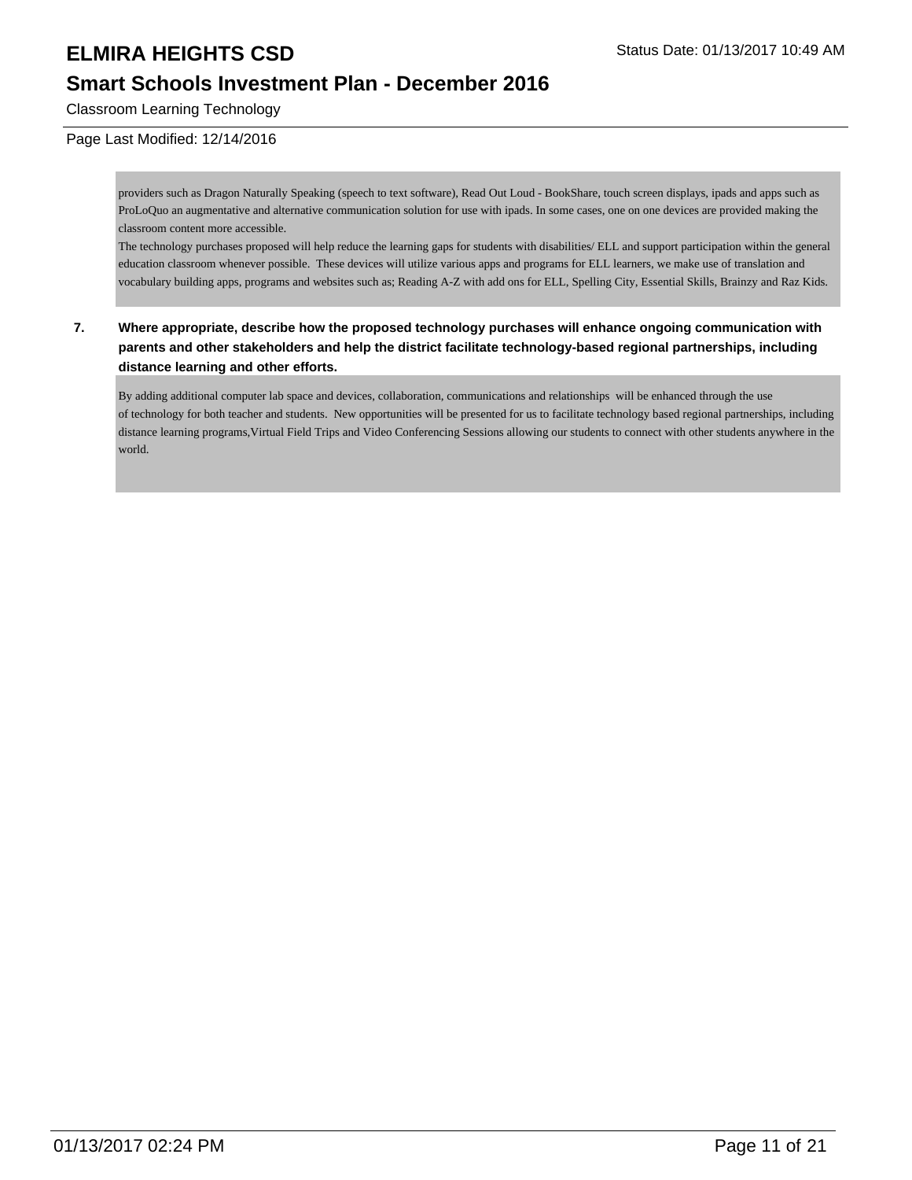providers such as Dragon Naturally Speaking (speech to text software), Read Out Loud - BookShare, touch screen displays, ipads and apps such as ProLoQuo an augmentative and alternative communication solution for use with ipads. In some cases, one on one devices are provided making the classroom content more accessible.

The technology purchases proposed will help reduce the learning gaps for students with disabilities/ ELL and support participation within the general education classroom whenever possible. These devices will utilize various apps and programs for ELL learners, we make use of translation and vocabulary building apps, programs and websites such as; Reading A-Z with add ons for ELL, Spelling City, Essential Skills, Brainzy and Raz Kids.

**7. Where appropriate, describe how the proposed technology purchases will enhance ongoing communication with parents and other stakeholders and help the district facilitate technology-based regional partnerships, including distance learning and other efforts.**

By adding additional computer lab space and devices, collaboration, communications and relationships will be enhanced through the use of technology for both teacher and students. New opportunities will be presented for us to facilitate technology based regional partnerships, including distance learning programs,Virtual Field Trips and Video Conferencing Sessions allowing our students to connect with other students anywhere in the world.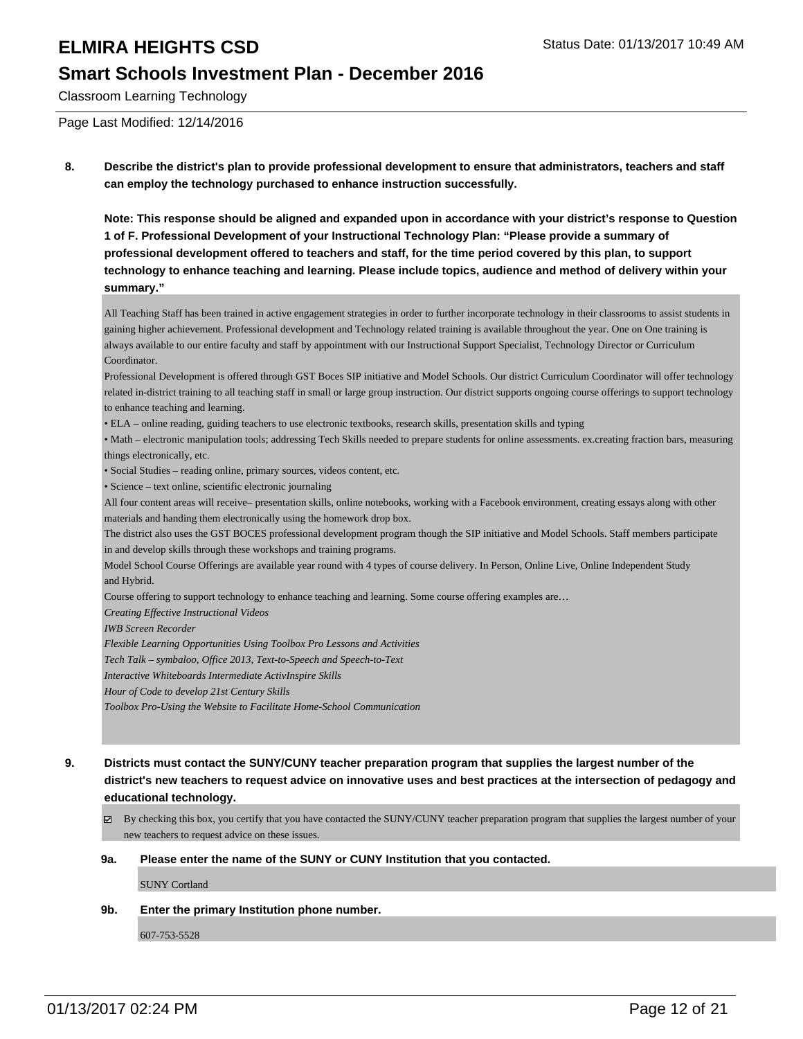**8. Describe the district's plan to provide professional development to ensure that administrators, teachers and staff can employ the technology purchased to enhance instruction successfully.**

**Note: This response should be aligned and expanded upon in accordance with your district's response to Question 1 of F. Professional Development of your Instructional Technology Plan: "Please provide a summary of professional development offered to teachers and staff, for the time period covered by this plan, to support technology to enhance teaching and learning. Please include topics, audience and method of delivery within your summary."**

All Teaching Staff has been trained in active engagement strategies in order to further incorporate technology in their classrooms to assist students in gaining higher achievement. Professional development and Technology related training is available throughout the year. One on One training is always available to our entire faculty and staff by appointment with our Instructional Support Specialist, Technology Director or Curriculum Coordinator.

Professional Development is offered through GST Boces SIP initiative and Model Schools. Our district Curriculum Coordinator will offer technology related in-district training to all teaching staff in small or large group instruction. Our district supports ongoing course offerings to support technology to enhance teaching and learning.

• ELA – online reading, guiding teachers to use electronic textbooks, research skills, presentation skills and typing

• Math – electronic manipulation tools; addressing Tech Skills needed to prepare students for online assessments. ex.creating fraction bars, measuring things electronically, etc.

• Social Studies – reading online, primary sources, videos content, etc.

• Science – text online, scientific electronic journaling

All four content areas will receive– presentation skills, online notebooks, working with a Facebook environment, creating essays along with other materials and handing them electronically using the homework drop box.

The district also uses the GST BOCES professional development program though the SIP initiative and Model Schools. Staff members participate in and develop skills through these workshops and training programs.

Model School Course Offerings are available year round with 4 types of course delivery. In Person, Online Live, Online Independent Study and Hybrid.

Course offering to support technology to enhance teaching and learning. Some course offering examples are…

*Creating Effective Instructional Videos*

*IWB Screen Recorder*

*Flexible Learning Opportunities Using Toolbox Pro Lessons and Activities*

*Tech Talk – symbaloo, Office 2013, Text-to-Speech and Speech-to-Text*

*Interactive Whiteboards Intermediate ActivInspire Skills*

*Hour of Code to develop 21st Century Skills*

*Toolbox Pro-Using the Website to Facilitate Home-School Communication*

**9. Districts must contact the SUNY/CUNY teacher preparation program that supplies the largest number of the district's new teachers to request advice on innovative uses and best practices at the intersection of pedagogy and educational technology.**

☑ By checking this box, you certify that you have contacted the SUNY/CUNY teacher preparation program that supplies the largest number of your new teachers to request advice on these issues.

**9a. Please enter the name of the SUNY or CUNY Institution that you contacted.**

SUNY Cortland

**9b. Enter the primary Institution phone number.**

607-753-5528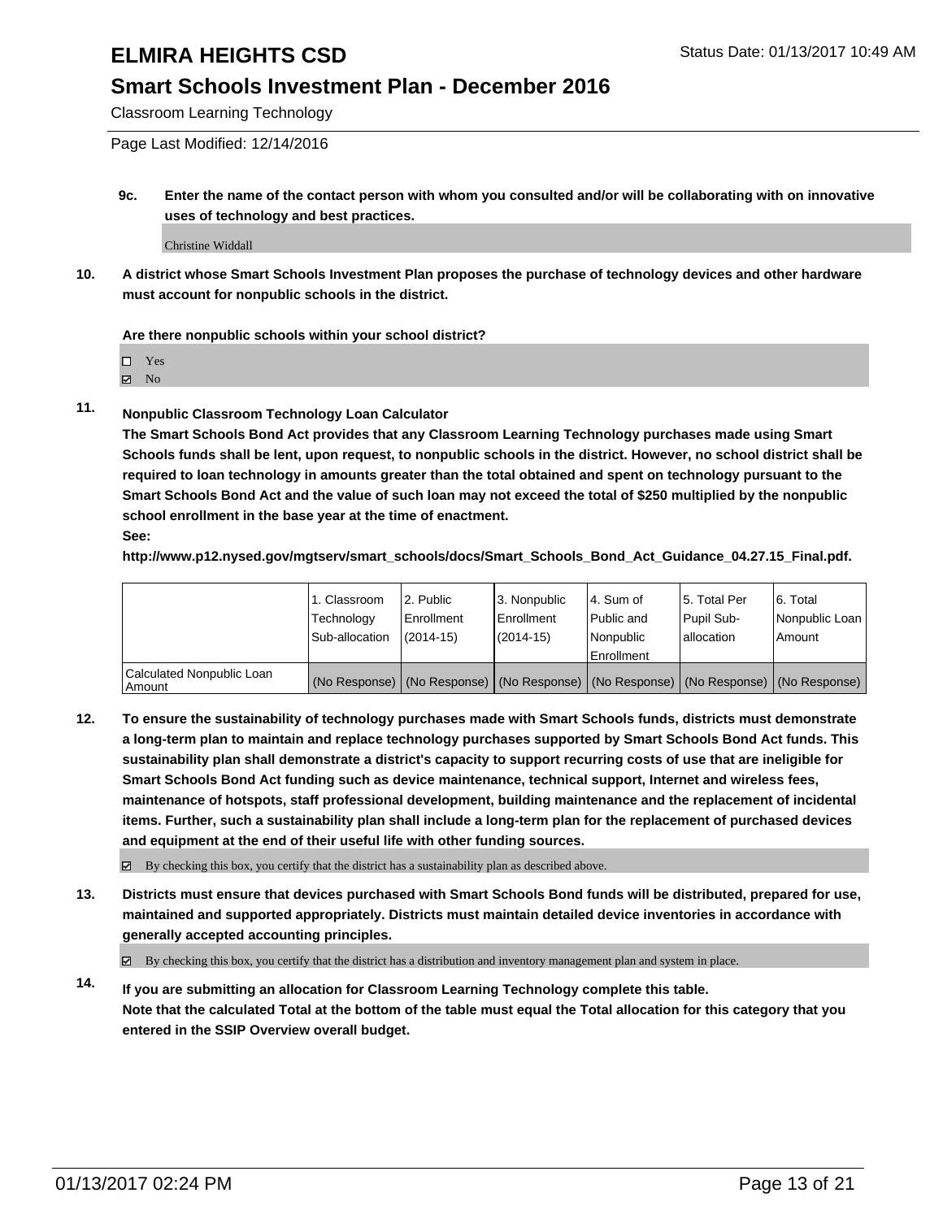**9c. Enter the name of the contact person with whom you consulted and/or will be collaborating with on innovative uses of technology and best practices.**

Christine Widdall

**10. A district whose Smart Schools Investment Plan proposes the purchase of technology devices and other hardware must account for nonpublic schools in the district.**

**Are there nonpublic schools within your school district?**

☐ Yes
☑ No

**11. Nonpublic Classroom Technology Loan Calculator**
**The Smart Schools Bond Act provides that any Classroom Learning Technology purchases made using Smart Schools funds shall be lent, upon request, to nonpublic schools in the district. However, no school district shall be required to loan technology in amounts greater than the total obtained and spent on technology pursuant to the Smart Schools Bond Act and the value of such loan may not exceed the total of $250 multiplied by the nonpublic school enrollment in the base year at the time of enactment.**
**See:**
**http://www.p12.nysed.gov/mgtserv/smart_schools/docs/Smart_Schools_Bond_Act_Guidance_04.27.15_Final.pdf.**

| | 1. Classroom Technology Sub-allocation | 2. Public Enrollment (2014-15) | 3. Nonpublic Enrollment (2014-15) | 4. Sum of Public and Nonpublic Enrollment | 5. Total Per Pupil Sub-allocation | 6. Total Nonpublic Loan Amount |
|---|---|---|---|---|---|---|
| Calculated Nonpublic Loan Amount | (No Response) | (No Response) | (No Response) | (No Response) | (No Response) | (No Response) |

**12. To ensure the sustainability of technology purchases made with Smart Schools funds, districts must demonstrate a long-term plan to maintain and replace technology purchases supported by Smart Schools Bond Act funds. This sustainability plan shall demonstrate a district's capacity to support recurring costs of use that are ineligible for Smart Schools Bond Act funding such as device maintenance, technical support, Internet and wireless fees, maintenance of hotspots, staff professional development, building maintenance and the replacement of incidental items. Further, such a sustainability plan shall include a long-term plan for the replacement of purchased devices and equipment at the end of their useful life with other funding sources.**

☑ By checking this box, you certify that the district has a sustainability plan as described above.

**13. Districts must ensure that devices purchased with Smart Schools Bond funds will be distributed, prepared for use, maintained and supported appropriately. Districts must maintain detailed device inventories in accordance with generally accepted accounting principles.**

☑ By checking this box, you certify that the district has a distribution and inventory management plan and system in place.

**14. If you are submitting an allocation for Classroom Learning Technology complete this table.**
**Note that the calculated Total at the bottom of the table must equal the Total allocation for this category that you entered in the SSIP Overview overall budget.**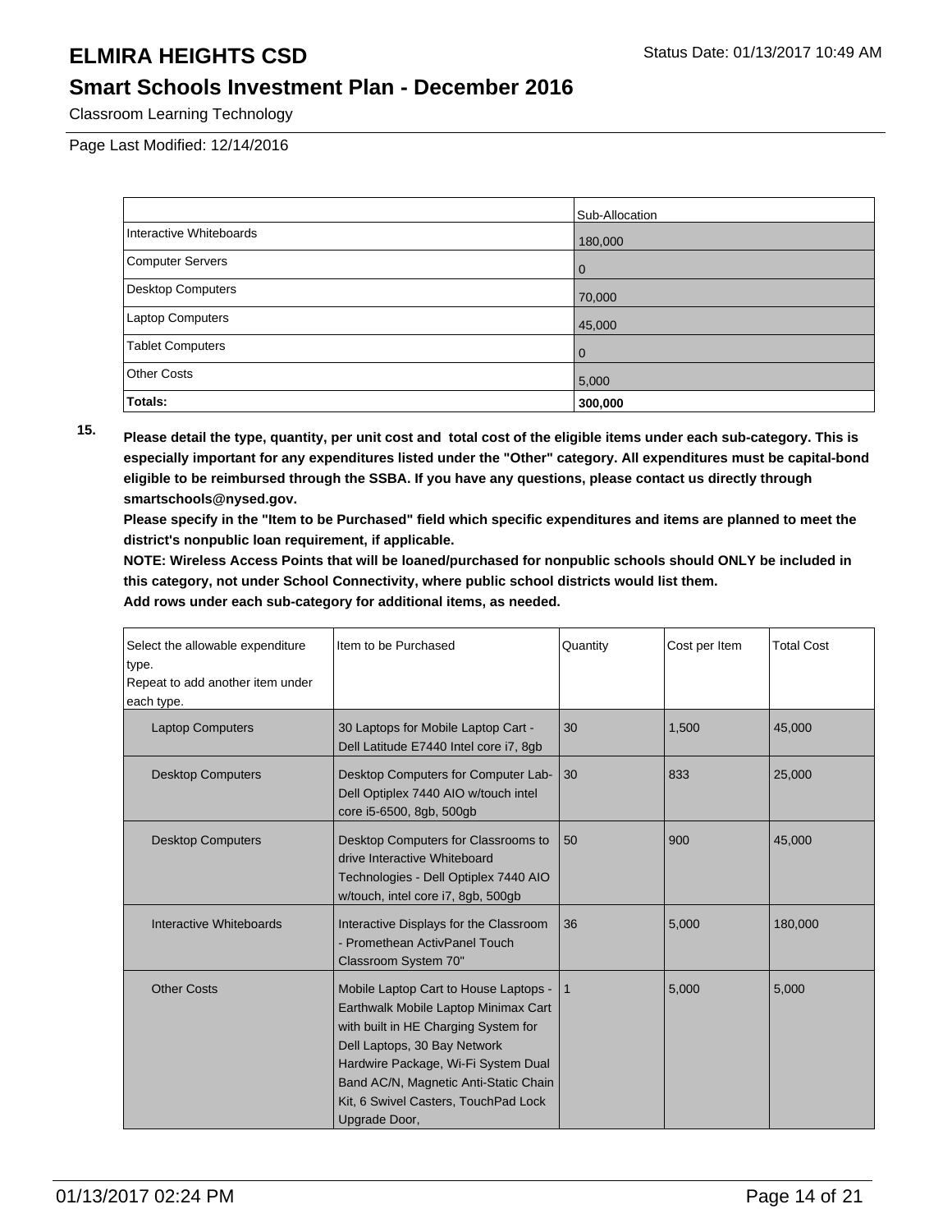# ELMIRA HEIGHTS CSD

Status Date: 01/13/2017 10:49 AM

## Smart Schools Investment Plan - December 2016

Classroom Learning Technology

Page Last Modified: 12/14/2016

| | Sub-Allocation |
|---|---|
| Interactive Whiteboards | 180,000 |
| Computer Servers | 0 |
| Desktop Computers | 70,000 |
| Laptop Computers | 45,000 |
| Tablet Computers | 0 |
| Other Costs | 5,000 |
| **Totals:** | **300,000** |

**15.** **Please detail the type, quantity, per unit cost and total cost of the eligible items under each sub-category. This is especially important for any expenditures listed under the "Other" category. All expenditures must be capital-bond eligible to be reimbursed through the SSBA. If you have any questions, please contact us directly through smartschools@nysed.gov.**

**Please specify in the "Item to be Purchased" field which specific expenditures and items are planned to meet the district's nonpublic loan requirement, if applicable.**

**NOTE: Wireless Access Points that will be loaned/purchased for nonpublic schools should ONLY be included in this category, not under School Connectivity, where public school districts would list them.**

**Add rows under each sub-category for additional items, as needed.**

| Select the allowable expenditure type. Repeat to add another item under each type. | Item to be Purchased | Quantity | Cost per Item | Total Cost |
|---|---|---|---|---|
| Laptop Computers | 30 Laptops for Mobile Laptop Cart - Dell Latitude E7440 Intel core i7, 8gb | 30 | 1,500 | 45,000 |
| Desktop Computers | Desktop Computers for Computer Lab- Dell Optiplex 7440 AIO w/touch intel core i5-6500, 8gb, 500gb | 30 | 833 | 25,000 |
| Desktop Computers | Desktop Computers for Classrooms to drive Interactive Whiteboard Technologies - Dell Optiplex 7440 AIO w/touch, intel core i7, 8gb, 500gb | 50 | 900 | 45,000 |
| Interactive Whiteboards | Interactive Displays for the Classroom - Promethean ActivPanel Touch Classroom System 70" | 36 | 5,000 | 180,000 |
| Other Costs | Mobile Laptop Cart to House Laptops - Earthwalk Mobile Laptop Minimax Cart with built in HE Charging System for Dell Laptops, 30 Bay Network Hardwire Package, Wi-Fi System Dual Band AC/N, Magnetic Anti-Static Chain Kit, 6 Swivel Casters, TouchPad Lock Upgrade Door, | 1 | 5,000 | 5,000 |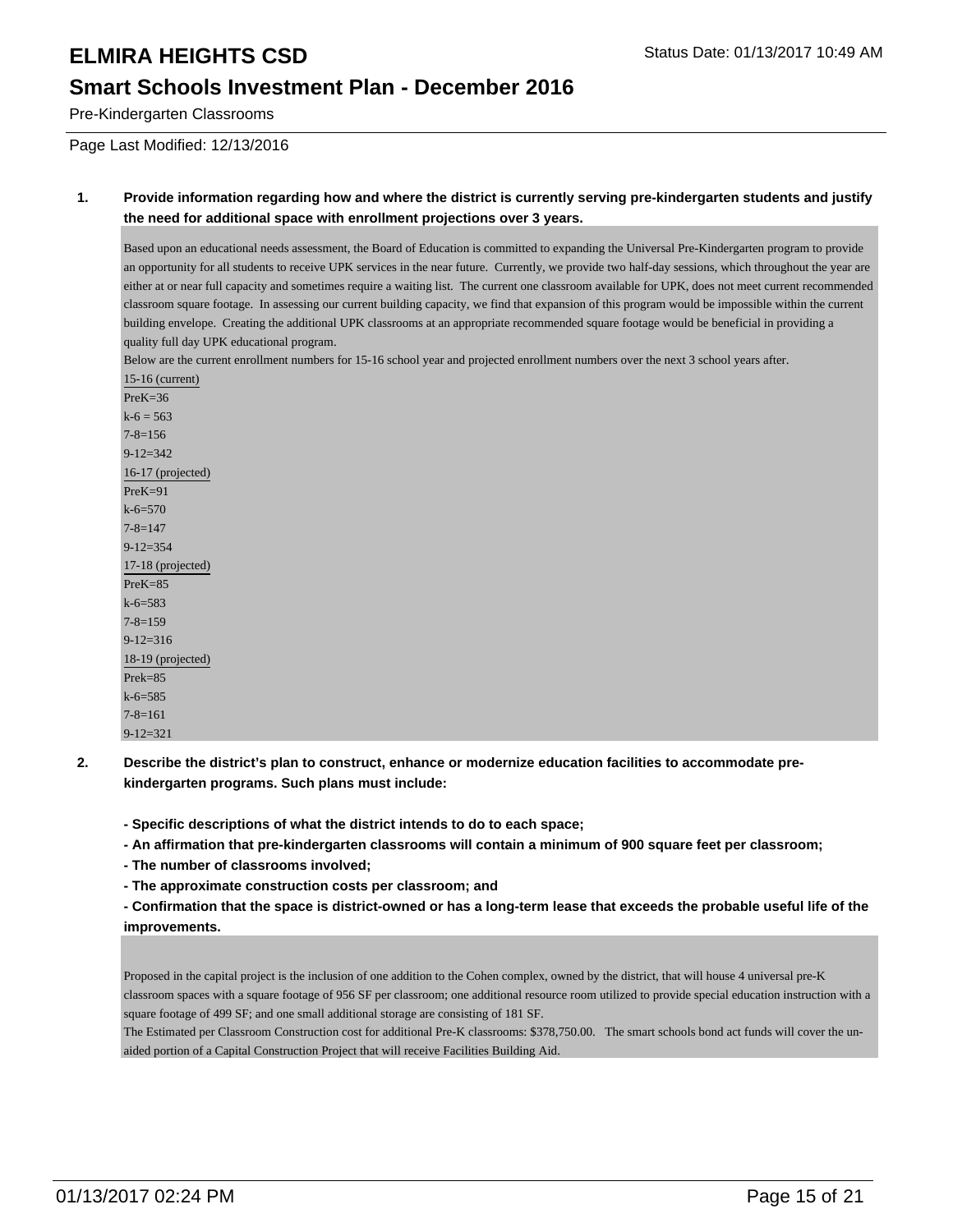# ELMIRA HEIGHTS CSD

Status Date: 01/13/2017 10:49 AM

## Smart Schools Investment Plan - December 2016

Pre-Kindergarten Classrooms

Page Last Modified: 12/13/2016

**1. Provide information regarding how and where the district is currently serving pre-kindergarten students and justify the need for additional space with enrollment projections over 3 years.**

Based upon an educational needs assessment, the Board of Education is committed to expanding the Universal Pre-Kindergarten program to provide an opportunity for all students to receive UPK services in the near future. Currently, we provide two half-day sessions, which throughout the year are either at or near full capacity and sometimes require a waiting list. The current one classroom available for UPK, does not meet current recommended classroom square footage. In assessing our current building capacity, we find that expansion of this program would be impossible within the current building envelope. Creating the additional UPK classrooms at an appropriate recommended square footage would be beneficial in providing a quality full day UPK educational program.

Below are the current enrollment numbers for 15-16 school year and projected enrollment numbers over the next 3 school years after.

15-16 (current)
PreK=36
k-6 = 563
7-8=156
9-12=342

16-17 (projected)
PreK=91
k-6=570
7-8=147
9-12=354

17-18 (projected)
PreK=85
k-6=583
7-8=159
9-12=316

18-19 (projected)
Prek=85
k-6=585
7-8=161
9-12=321

**2. Describe the district's plan to construct, enhance or modernize education facilities to accommodate pre-kindergarten programs. Such plans must include:**

**- Specific descriptions of what the district intends to do to each space;**
**- An affirmation that pre-kindergarten classrooms will contain a minimum of 900 square feet per classroom;**
**- The number of classrooms involved;**
**- The approximate construction costs per classroom; and**
**- Confirmation that the space is district-owned or has a long-term lease that exceeds the probable useful life of the improvements.**

Proposed in the capital project is the inclusion of one addition to the Cohen complex, owned by the district, that will house 4 universal pre-K classroom spaces with a square footage of 956 SF per classroom; one additional resource room utilized to provide special education instruction with a square footage of 499 SF; and one small additional storage are consisting of 181 SF.

The Estimated per Classroom Construction cost for additional Pre-K classrooms: $378,750.00. The smart schools bond act funds will cover the un-aided portion of a Capital Construction Project that will receive Facilities Building Aid.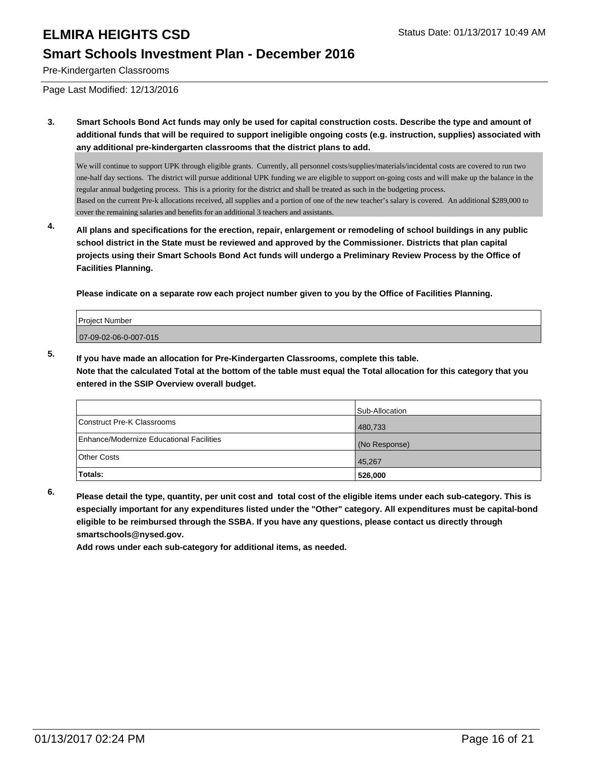# ELMIRA HEIGHTS CSD

Status Date: 01/13/2017 10:49 AM

## Smart Schools Investment Plan - December 2016

Pre-Kindergarten Classrooms

Page Last Modified: 12/13/2016

**3. Smart Schools Bond Act funds may only be used for capital construction costs. Describe the type and amount of additional funds that will be required to support ineligible ongoing costs (e.g. instruction, supplies) associated with any additional pre-kindergarten classrooms that the district plans to add.**

We will continue to support UPK through eligible grants. Currently, all personnel costs/supplies/materials/incidental costs are covered to run two one-half day sections. The district will pursue additional UPK funding we are eligible to support on-going costs and will make up the balance in the regular annual budgeting process. This is a priority for the district and shall be treated as such in the budgeting process.
Based on the current Pre-k allocations received, all supplies and a portion of one of the new teacher's salary is covered. An additional $289,000 to cover the remaining salaries and benefits for an additional 3 teachers and assistants.

**4. All plans and specifications for the erection, repair, enlargement or remodeling of school buildings in any public school district in the State must be reviewed and approved by the Commissioner. Districts that plan capital projects using their Smart Schools Bond Act funds will undergo a Preliminary Review Process by the Office of Facilities Planning.**

**Please indicate on a separate row each project number given to you by the Office of Facilities Planning.**

| Project Number |
|---|
| 07-09-02-06-0-007-015 |

**5. If you have made an allocation for Pre-Kindergarten Classrooms, complete this table.**
**Note that the calculated Total at the bottom of the table must equal the Total allocation for this category that you entered in the SSIP Overview overall budget.**

| | Sub-Allocation |
|---|---|
| Construct Pre-K Classrooms | 480,733 |
| Enhance/Modernize Educational Facilities | (No Response) |
| Other Costs | 45,267 |
| **Totals:** | **526,000** |

**6. Please detail the type, quantity, per unit cost and total cost of the eligible items under each sub-category. This is especially important for any expenditures listed under the "Other" category. All expenditures must be capital-bond eligible to be reimbursed through the SSBA. If you have any questions, please contact us directly through smartschools@nysed.gov.**
**Add rows under each sub-category for additional items, as needed.**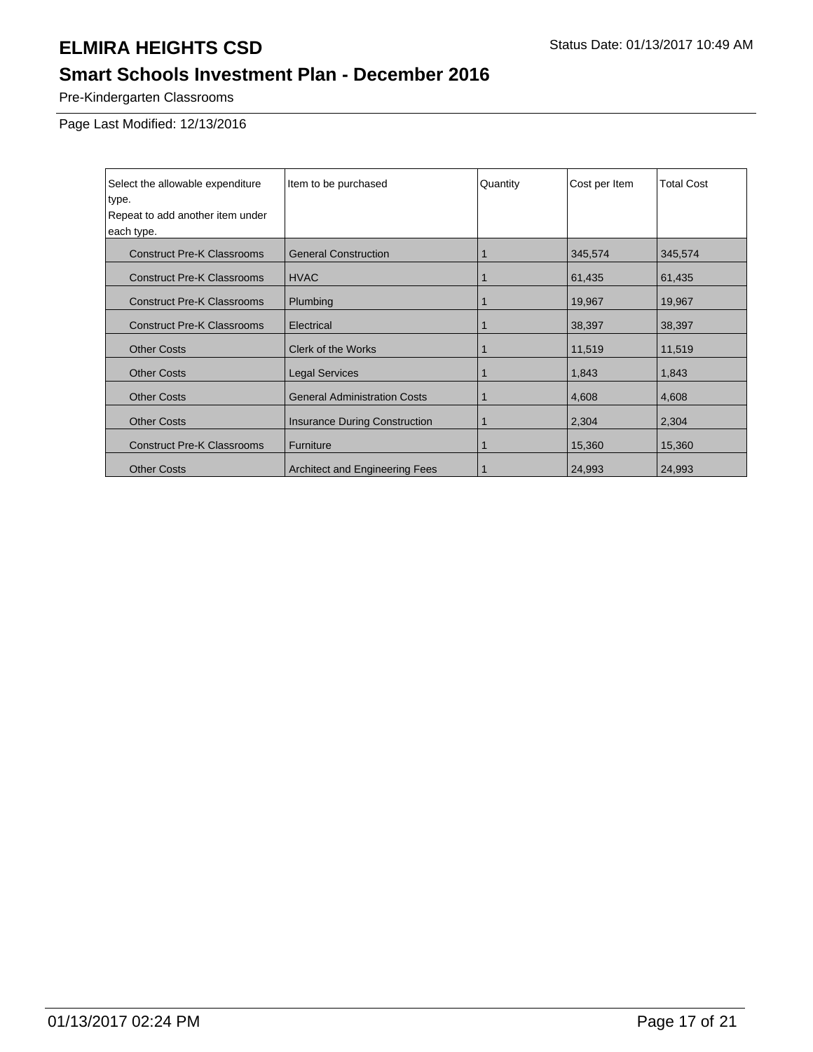# ELMIRA HEIGHTS CSD

Status Date: 01/13/2017 10:49 AM

## Smart Schools Investment Plan - December 2016

Pre-Kindergarten Classrooms

Page Last Modified: 12/13/2016

| Select the allowable expenditure type. Repeat to add another item under each type. | Item to be purchased | Quantity | Cost per Item | Total Cost |
|---|---|---|---|---|
| Construct Pre-K Classrooms | General Construction | 1 | 345,574 | 345,574 |
| Construct Pre-K Classrooms | HVAC | 1 | 61,435 | 61,435 |
| Construct Pre-K Classrooms | Plumbing | 1 | 19,967 | 19,967 |
| Construct Pre-K Classrooms | Electrical | 1 | 38,397 | 38,397 |
| Other Costs | Clerk of the Works | 1 | 11,519 | 11,519 |
| Other Costs | Legal Services | 1 | 1,843 | 1,843 |
| Other Costs | General Administration Costs | 1 | 4,608 | 4,608 |
| Other Costs | Insurance During Construction | 1 | 2,304 | 2,304 |
| Construct Pre-K Classrooms | Furniture | 1 | 15,360 | 15,360 |
| Other Costs | Architect and Engineering Fees | 1 | 24,993 | 24,993 |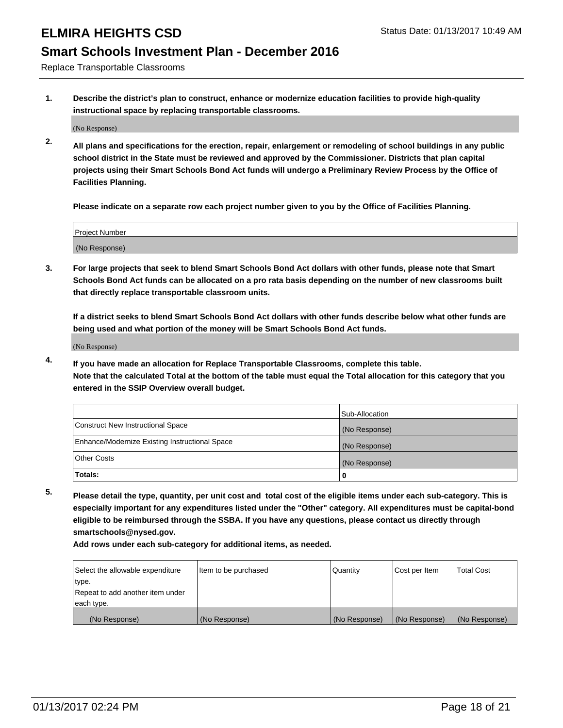# ELMIRA HEIGHTS CSD

## Smart Schools Investment Plan - December 2016

Replace Transportable Classrooms

**1. Describe the district's plan to construct, enhance or modernize education facilities to provide high-quality instructional space by replacing transportable classrooms.**

(No Response)

**2. All plans and specifications for the erection, repair, enlargement or remodeling of school buildings in any public school district in the State must be reviewed and approved by the Commissioner. Districts that plan capital projects using their Smart Schools Bond Act funds will undergo a Preliminary Review Process by the Office of Facilities Planning.**

**Please indicate on a separate row each project number given to you by the Office of Facilities Planning.**

| Project Number |
| --- |
| (No Response) |

**3. For large projects that seek to blend Smart Schools Bond Act dollars with other funds, please note that Smart Schools Bond Act funds can be allocated on a pro rata basis depending on the number of new classrooms built that directly replace transportable classroom units.**

**If a district seeks to blend Smart Schools Bond Act dollars with other funds describe below what other funds are being used and what portion of the money will be Smart Schools Bond Act funds.**

(No Response)

**4. If you have made an allocation for Replace Transportable Classrooms, complete this table. Note that the calculated Total at the bottom of the table must equal the Total allocation for this category that you entered in the SSIP Overview overall budget.**

| | Sub-Allocation |
| --- | --- |
| Construct New Instructional Space | (No Response) |
| Enhance/Modernize Existing Instructional Space | (No Response) |
| Other Costs | (No Response) |
| **Totals:** | **0** |

**5. Please detail the type, quantity, per unit cost and total cost of the eligible items under each sub-category. This is especially important for any expenditures listed under the "Other" category. All expenditures must be capital-bond eligible to be reimbursed through the SSBA. If you have any questions, please contact us directly through smartschools@nysed.gov.**

**Add rows under each sub-category for additional items, as needed.**

| Select the allowable expenditure type. Repeat to add another item under each type. | Item to be purchased | Quantity | Cost per Item | Total Cost |
| --- | --- | --- | --- | --- |
| (No Response) | (No Response) | (No Response) | (No Response) | (No Response) |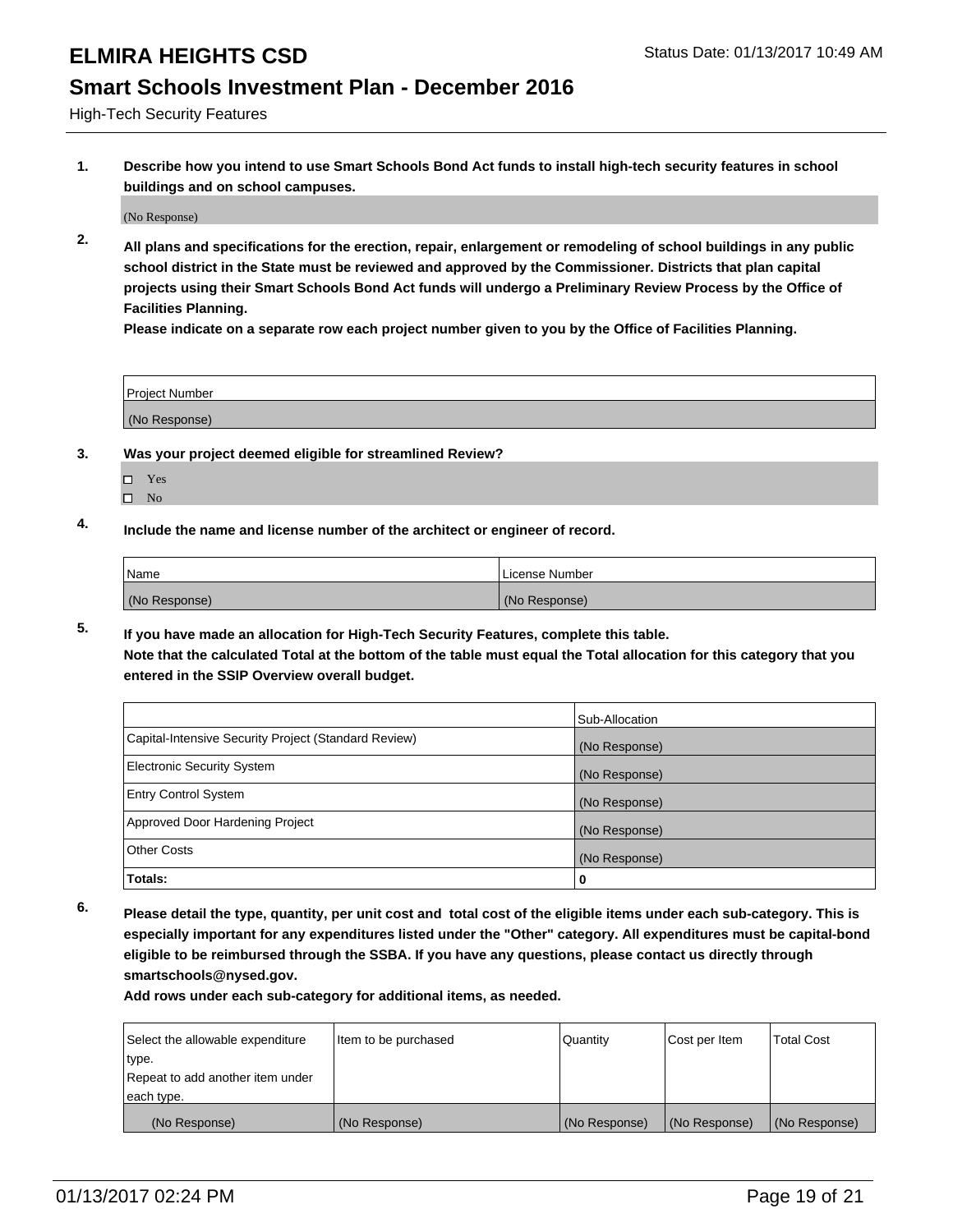# ELMIRA HEIGHTS CSD

Status Date: 01/13/2017 10:49 AM

## Smart Schools Investment Plan - December 2016

High-Tech Security Features

**1. Describe how you intend to use Smart Schools Bond Act funds to install high-tech security features in school buildings and on school campuses.**

(No Response)

**2. All plans and specifications for the erection, repair, enlargement or remodeling of school buildings in any public school district in the State must be reviewed and approved by the Commissioner. Districts that plan capital projects using their Smart Schools Bond Act funds will undergo a Preliminary Review Process by the Office of Facilities Planning.**

**Please indicate on a separate row each project number given to you by the Office of Facilities Planning.**

| Project Number |
|---|
| (No Response) |

**3. Was your project deemed eligible for streamlined Review?**

- ☐ Yes
- ☐ No

**4. Include the name and license number of the architect or engineer of record.**

| Name | License Number |
|---|---|
| (No Response) | (No Response) |

**5. If you have made an allocation for High-Tech Security Features, complete this table.**
**Note that the calculated Total at the bottom of the table must equal the Total allocation for this category that you entered in the SSIP Overview overall budget.**

| | Sub-Allocation |
|---|---|
| Capital-Intensive Security Project (Standard Review) | (No Response) |
| Electronic Security System | (No Response) |
| Entry Control System | (No Response) |
| Approved Door Hardening Project | (No Response) |
| Other Costs | (No Response) |
| **Totals:** | 0 |

**6. Please detail the type, quantity, per unit cost and total cost of the eligible items under each sub-category. This is especially important for any expenditures listed under the "Other" category. All expenditures must be capital-bond eligible to be reimbursed through the SSBA. If you have any questions, please contact us directly through smartschools@nysed.gov.**

**Add rows under each sub-category for additional items, as needed.**

| Select the allowable expenditure type. Repeat to add another item under each type. | Item to be purchased | Quantity | Cost per Item | Total Cost |
|---|---|---|---|---|
| (No Response) | (No Response) | (No Response) | (No Response) | (No Response) |